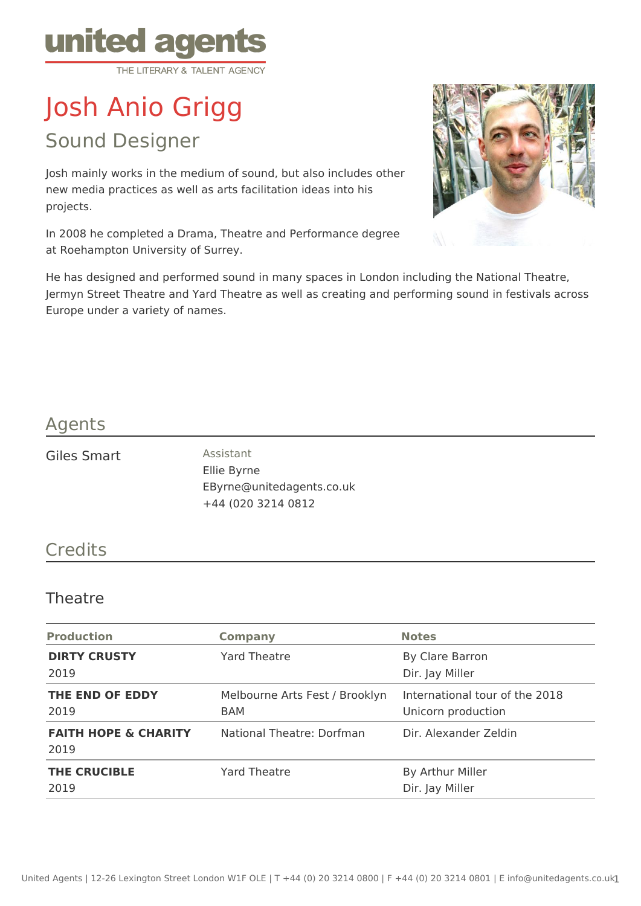united agents
THE LITERARY & TALENT AGENCY

# Josh Anio Grigg

## Sound Designer

Josh mainly works in the medium of sound, but also includes other new media practices as well as arts facilitation ideas into his projects.

In 2008 he completed a Drama, Theatre and Performance degree at Roehampton University of Surrey.

He has designed and performed sound in many spaces in London including the National Theatre, Jermyn Street Theatre and Yard Theatre as well as creating and performing sound in festivals across Europe under a variety of names.

## Agents

Giles Smart

Assistant
Ellie Byrne
EByrne@unitedagents.co.uk
+44 (020 3214 0812

## Credits

### Theatre

| Production | Company | Notes |
| --- | --- | --- |
| **DIRTY CRUSTY** 2019 | Yard Theatre | By Clare Barron Dir. Jay Miller |
| **THE END OF EDDY** 2019 | Melbourne Arts Fest / Brooklyn BAM | International tour of the 2018 Unicorn production |
| **FAITH HOPE & CHARITY** 2019 | National Theatre: Dorfman | Dir. Alexander Zeldin |
| **THE CRUCIBLE** 2019 | Yard Theatre | By Arthur Miller Dir. Jay Miller |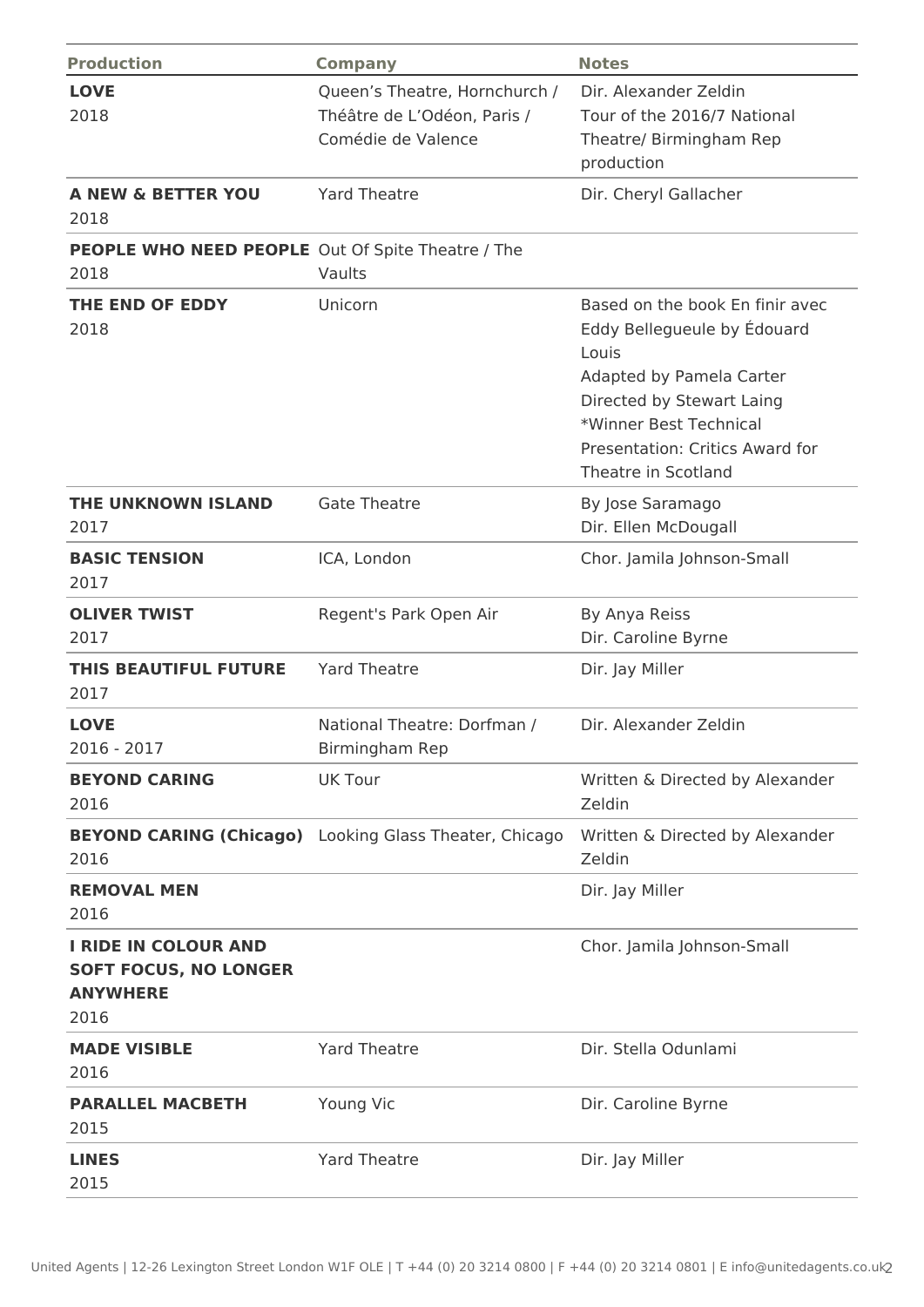| Production | Company | Notes |
|---|---|---|
| **LOVE**<br>2018 | Queen's Theatre, Hornchurch / Théâtre de L'Odéon, Paris / Comédie de Valence | Dir. Alexander Zeldin<br>Tour of the 2016/7 National Theatre/ Birmingham Rep production |
| **A NEW & BETTER YOU**<br>2018 | Yard Theatre | Dir. Cheryl Gallacher |
| **PEOPLE WHO NEED PEOPLE**<br>2018 | Out Of Spite Theatre / The Vaults | |
| **THE END OF EDDY**<br>2018 | Unicorn | Based on the book En finir avec Eddy Bellegueule by Édouard Louis<br>Adapted by Pamela Carter<br>Directed by Stewart Laing<br>*Winner Best Technical Presentation: Critics Award for Theatre in Scotland |
| **THE UNKNOWN ISLAND**<br>2017 | Gate Theatre | By Jose Saramago<br>Dir. Ellen McDougall |
| **BASIC TENSION**<br>2017 | ICA, London | Chor. Jamila Johnson-Small |
| **OLIVER TWIST**<br>2017 | Regent's Park Open Air | By Anya Reiss<br>Dir. Caroline Byrne |
| **THIS BEAUTIFUL FUTURE**<br>2017 | Yard Theatre | Dir. Jay Miller |
| **LOVE**<br>2016 - 2017 | National Theatre: Dorfman / Birmingham Rep | Dir. Alexander Zeldin |
| **BEYOND CARING**<br>2016 | UK Tour | Written & Directed by Alexander Zeldin |
| **BEYOND CARING (Chicago)**<br>2016 | Looking Glass Theater, Chicago | Written & Directed by Alexander Zeldin |
| **REMOVAL MEN**<br>2016 | | Dir. Jay Miller |
| **I RIDE IN COLOUR AND SOFT FOCUS, NO LONGER ANYWHERE**<br>2016 | | Chor. Jamila Johnson-Small |
| **MADE VISIBLE**<br>2016 | Yard Theatre | Dir. Stella Odunlami |
| **PARALLEL MACBETH**<br>2015 | Young Vic | Dir. Caroline Byrne |
| **LINES**<br>2015 | Yard Theatre | Dir. Jay Miller |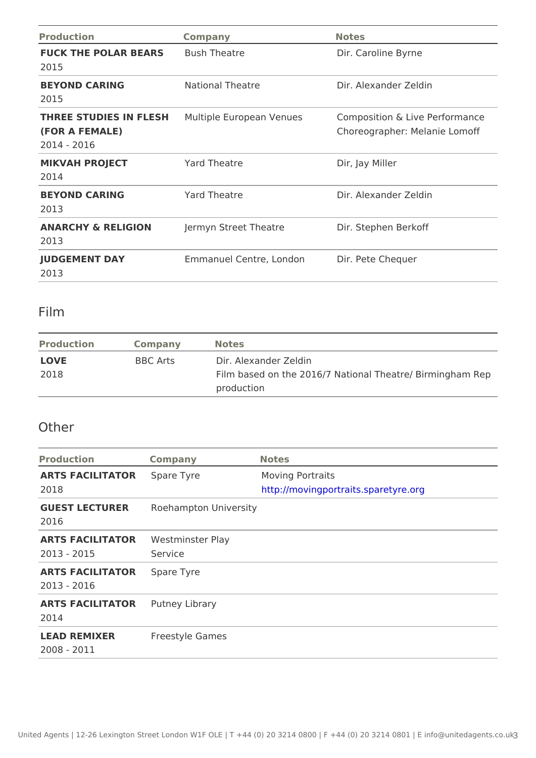| Production | Company | Notes |
|---|---|---|
| **FUCK THE POLAR BEARS** 2015 | Bush Theatre | Dir. Caroline Byrne |
| **BEYOND CARING** 2015 | National Theatre | Dir. Alexander Zeldin |
| **THREE STUDIES IN FLESH (FOR A FEMALE)** 2014 - 2016 | Multiple European Venues | Composition & Live Performance Choreographer: Melanie Lomoff |
| **MIKVAH PROJECT** 2014 | Yard Theatre | Dir, Jay Miller |
| **BEYOND CARING** 2013 | Yard Theatre | Dir. Alexander Zeldin |
| **ANARCHY & RELIGION** 2013 | Jermyn Street Theatre | Dir. Stephen Berkoff |
| **JUDGEMENT DAY** 2013 | Emmanuel Centre, London | Dir. Pete Chequer |

## Film

| Production | Company | Notes |
|---|---|---|
| **LOVE** 2018 | BBC Arts | Dir. Alexander Zeldin Film based on the 2016/7 National Theatre/ Birmingham Rep production |

## Other

| Production | Company | Notes |
|---|---|---|
| **ARTS FACILITATOR** 2018 | Spare Tyre | Moving Portraits http://movingportraits.sparetyre.org |
| **GUEST LECTURER** 2016 | Roehampton University | |
| **ARTS FACILITATOR** 2013 - 2015 | Westminster Play Service | |
| **ARTS FACILITATOR** 2013 - 2016 | Spare Tyre | |
| **ARTS FACILITATOR** 2014 | Putney Library | |
| **LEAD REMIXER** 2008 - 2011 | Freestyle Games | |